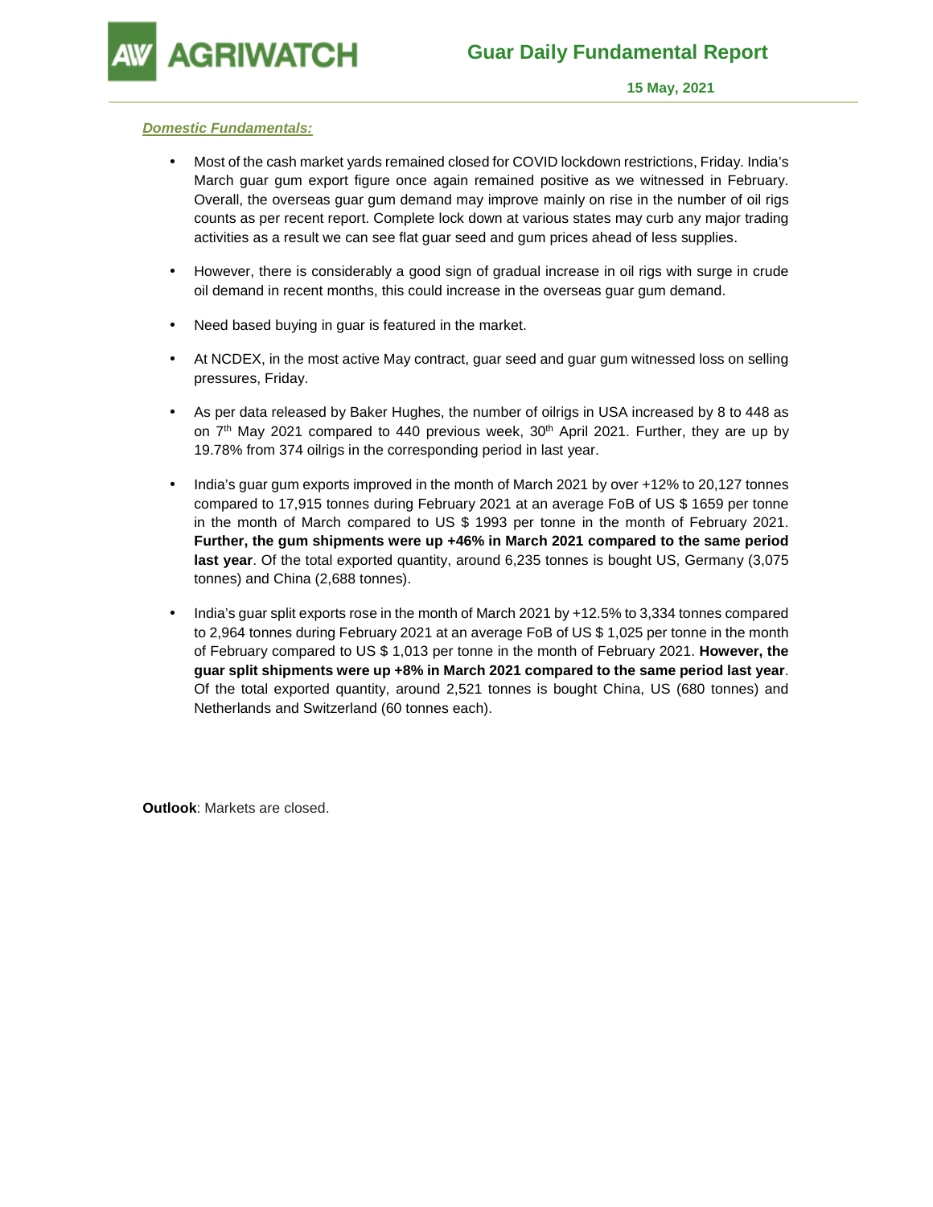# Guar Daily Fundamental Report

**15 May, 2021**

***Domestic Fundamentals:***

- Most of the cash market yards remained closed for COVID lockdown restrictions, Friday. India's March guar gum export figure once again remained positive as we witnessed in February. Overall, the overseas guar gum demand may improve mainly on rise in the number of oil rigs counts as per recent report. Complete lock down at various states may curb any major trading activities as a result we can see flat guar seed and gum prices ahead of less supplies.
- However, there is considerably a good sign of gradual increase in oil rigs with surge in crude oil demand in recent months, this could increase in the overseas guar gum demand.
- Need based buying in guar is featured in the market.
- At NCDEX, in the most active May contract, guar seed and guar gum witnessed loss on selling pressures, Friday.
- As per data released by Baker Hughes, the number of oilrigs in USA increased by 8 to 448 as on 7th May 2021 compared to 440 previous week, 30th April 2021. Further, they are up by 19.78% from 374 oilrigs in the corresponding period in last year.
- India's guar gum exports improved in the month of March 2021 by over +12% to 20,127 tonnes compared to 17,915 tonnes during February 2021 at an average FoB of US $ 1659 per tonne in the month of March compared to US $ 1993 per tonne in the month of February 2021. **Further, the gum shipments were up +46% in March 2021 compared to the same period last year**. Of the total exported quantity, around 6,235 tonnes is bought US, Germany (3,075 tonnes) and China (2,688 tonnes).
- India's guar split exports rose in the month of March 2021 by +12.5% to 3,334 tonnes compared to 2,964 tonnes during February 2021 at an average FoB of US $ 1,025 per tonne in the month of February compared to US $ 1,013 per tonne in the month of February 2021. **However, the guar split shipments were up +8% in March 2021 compared to the same period last year**. Of the total exported quantity, around 2,521 tonnes is bought China, US (680 tonnes) and Netherlands and Switzerland (60 tonnes each).

**Outlook**: Markets are closed.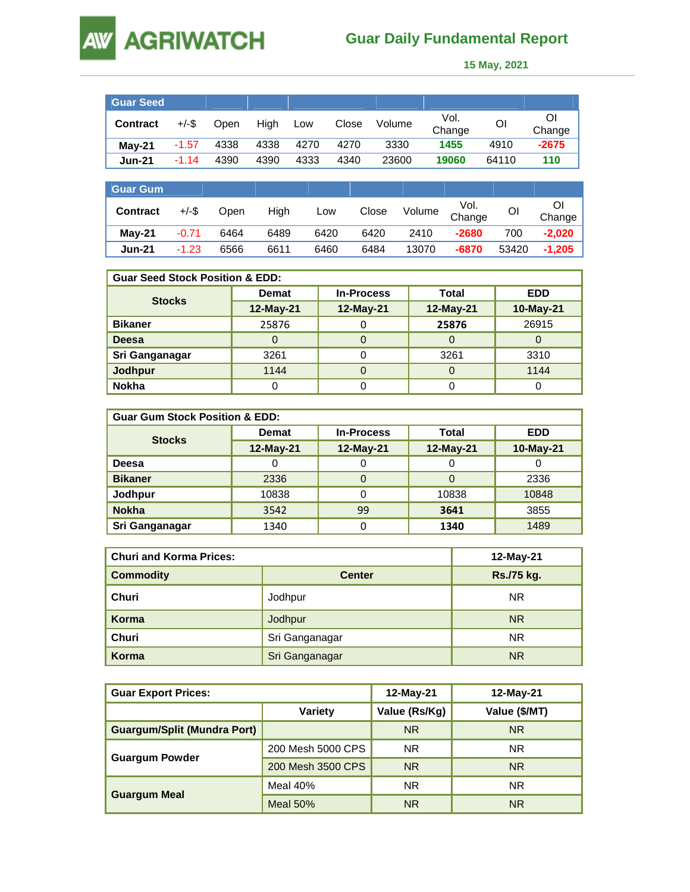# Guar Daily Fundamental Report

**15 May, 2021**

| Guar Seed | | | | | | | | | |
|---|---|---|---|---|---|---|---|---|---|
| Contract | +/-$ | Open | High | Low | Close | Volume | Vol. Change | OI | OI Change |
| May-21 | -1.57 | 4338 | 4338 | 4270 | 4270 | 3330 | 1455 | 4910 | -2675 |
| Jun-21 | -1.14 | 4390 | 4390 | 4333 | 4340 | 23600 | 19060 | 64110 | 110 |

| Guar Gum | | | | | | | | | |
|---|---|---|---|---|---|---|---|---|---|
| Contract | +/-$ | Open | High | Low | Close | Volume | Vol. Change | OI | OI Change |
| May-21 | -0.71 | 6464 | 6489 | 6420 | 6420 | 2410 | -2680 | 700 | -2,020 |
| Jun-21 | -1.23 | 6566 | 6611 | 6460 | 6484 | 13070 | -6870 | 53420 | -1,205 |

| Guar Seed Stock Position & EDD: | | | | |
|---|---|---|---|---|
| Stocks | Demat | In-Process | Total | EDD |
| | 12-May-21 | 12-May-21 | 12-May-21 | 10-May-21 |
| Bikaner | 25876 | 0 | 25876 | 26915 |
| Deesa | 0 | 0 | 0 | 0 |
| Sri Ganganagar | 3261 | 0 | 3261 | 3310 |
| Jodhpur | 1144 | 0 | 0 | 1144 |
| Nokha | 0 | 0 | 0 | 0 |

| Guar Gum Stock Position & EDD: | | | | |
|---|---|---|---|---|
| Stocks | Demat | In-Process | Total | EDD |
| | 12-May-21 | 12-May-21 | 12-May-21 | 10-May-21 |
| Deesa | 0 | 0 | 0 | 0 |
| Bikaner | 2336 | 0 | 0 | 2336 |
| Jodhpur | 10838 | 0 | 10838 | 10848 |
| Nokha | 3542 | 99 | 3641 | 3855 |
| Sri Ganganagar | 1340 | 0 | 1340 | 1489 |

| Churi and Korma Prices: | | 12-May-21 |
|---|---|---|
| Commodity | Center | Rs./75 kg. |
| Churi | Jodhpur | NR |
| Korma | Jodhpur | NR |
| Churi | Sri Ganganagar | NR |
| Korma | Sri Ganganagar | NR |

| Guar Export Prices: | | 12-May-21 | 12-May-21 |
|---|---|---|---|
| | Variety | Value (Rs/Kg) | Value ($/MT) |
| Guargum/Split (Mundra Port) | | NR | NR |
| Guargum Powder | 200 Mesh 5000 CPS | NR | NR |
| | 200 Mesh 3500 CPS | NR | NR |
| Guargum Meal | Meal 40% | NR | NR |
| | Meal 50% | NR | NR |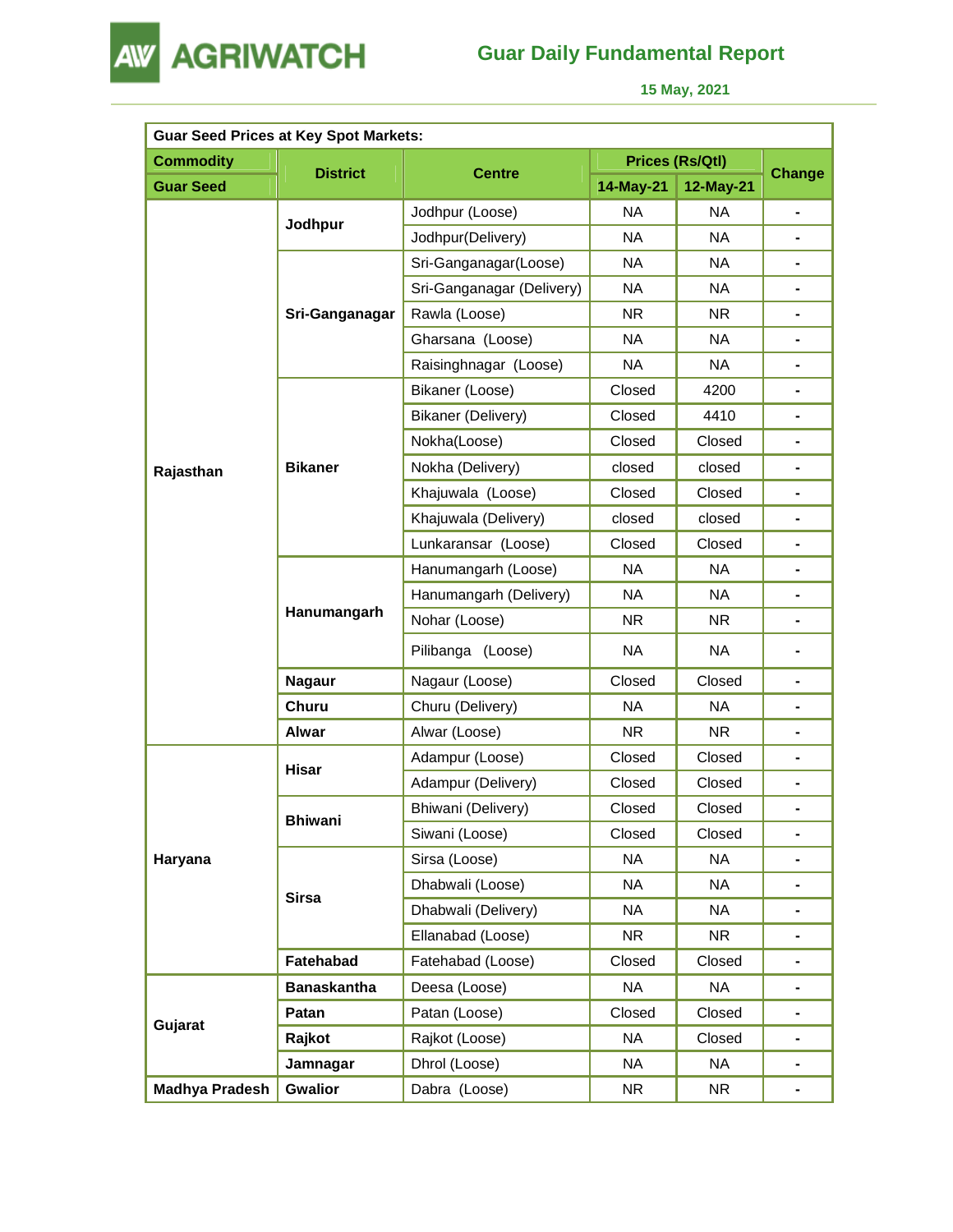# Guar Daily Fundamental Report

15 May, 2021

| Guar Seed Prices at Key Spot Markets: | | | | | |
|---|---|---|---|---|---|
| **Commodity** | **District** | **Centre** | **Prices (Rs/Qtl)** | | **Change** |
| **Guar Seed** | | | **14-May-21** | **12-May-21** | |
| **Rajasthan** | **Jodhpur** | Jodhpur (Loose) | NA | NA | - |
| | | Jodhpur(Delivery) | NA | NA | - |
| | **Sri-Ganganagar** | Sri-Ganganagar(Loose) | NA | NA | - |
| | | Sri-Ganganagar (Delivery) | NA | NA | - |
| | | Rawla (Loose) | NR | NR | - |
| | | Gharsana (Loose) | NA | NA | - |
| | | Raisinghnagar (Loose) | NA | NA | - |
| | **Bikaner** | Bikaner (Loose) | Closed | 4200 | - |
| | | Bikaner (Delivery) | Closed | 4410 | - |
| | | Nokha(Loose) | Closed | Closed | - |
| | | Nokha (Delivery) | closed | closed | - |
| | | Khajuwala (Loose) | Closed | Closed | - |
| | | Khajuwala (Delivery) | closed | closed | - |
| | | Lunkaransar (Loose) | Closed | Closed | - |
| | **Hanumangarh** | Hanumangarh (Loose) | NA | NA | - |
| | | Hanumangarh (Delivery) | NA | NA | - |
| | | Nohar (Loose) | NR | NR | - |
| | | Pilibanga (Loose) | NA | NA | - |
| | **Nagaur** | Nagaur (Loose) | Closed | Closed | - |
| | **Churu** | Churu (Delivery) | NA | NA | - |
| | **Alwar** | Alwar (Loose) | NR | NR | - |
| **Haryana** | **Hisar** | Adampur (Loose) | Closed | Closed | - |
| | | Adampur (Delivery) | Closed | Closed | - |
| | **Bhiwani** | Bhiwani (Delivery) | Closed | Closed | - |
| | | Siwani (Loose) | Closed | Closed | - |
| | **Sirsa** | Sirsa (Loose) | NA | NA | - |
| | | Dhabwali (Loose) | NA | NA | - |
| | | Dhabwali (Delivery) | NA | NA | - |
| | | Ellanabad (Loose) | NR | NR | - |
| | **Fatehabad** | Fatehabad (Loose) | Closed | Closed | - |
| **Gujarat** | **Banaskantha** | Deesa (Loose) | NA | NA | - |
| | **Patan** | Patan (Loose) | Closed | Closed | - |
| | **Rajkot** | Rajkot (Loose) | NA | Closed | - |
| | **Jamnagar** | Dhrol (Loose) | NA | NA | - |
| **Madhya Pradesh** | **Gwalior** | Dabra (Loose) | NR | NR | - |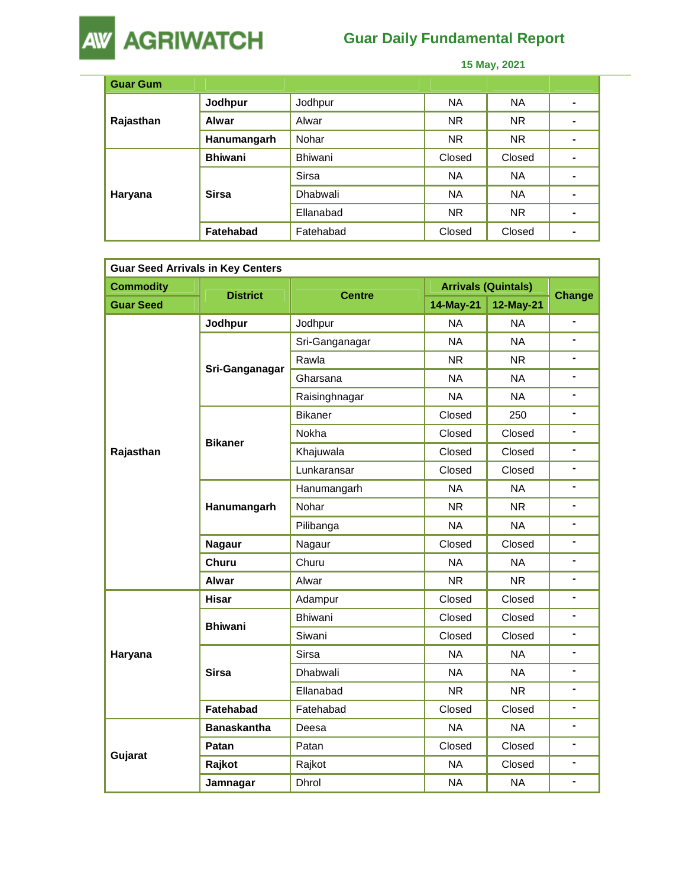# Guar Daily Fundamental Report

15 May, 2021

| Guar Gum | | | | | |
|---|---|---|---|---|---|
| Rajasthan | Jodhpur | Jodhpur | NA | NA | - |
| | Alwar | Alwar | NR | NR | - |
| | Hanumangarh | Nohar | NR | NR | - |
| Haryana | Bhiwani | Bhiwani | Closed | Closed | - |
| | Sirsa | Sirsa | NA | NA | - |
| | | Dhabwali | NA | NA | - |
| | | Ellanabad | NR | NR | - |
| | Fatehabad | Fatehabad | Closed | Closed | - |

| Guar Seed Arrivals in Key Centers | | | | | |
|---|---|---|---|---|---|
| **Commodity** | **District** | **Centre** | **Arrivals (Quintals)** | | **Change** |
| **Guar Seed** | | | **14-May-21** | **12-May-21** | |
| Rajasthan | Jodhpur | Jodhpur | NA | NA | - |
| | Sri-Ganganagar | Sri-Ganganagar | NA | NA | - |
| | | Rawla | NR | NR | - |
| | | Gharsana | NA | NA | - |
| | | Raisinghnagar | NA | NA | - |
| | Bikaner | Bikaner | Closed | 250 | - |
| | | Nokha | Closed | Closed | - |
| | | Khajuwala | Closed | Closed | - |
| | | Lunkaransar | Closed | Closed | - |
| | Hanumangarh | Hanumangarh | NA | NA | - |
| | | Nohar | NR | NR | - |
| | | Pilibanga | NA | NA | - |
| | Nagaur | Nagaur | Closed | Closed | - |
| | Churu | Churu | NA | NA | - |
| | Alwar | Alwar | NR | NR | - |
| Haryana | Hisar | Adampur | Closed | Closed | - |
| | Bhiwani | Bhiwani | Closed | Closed | - |
| | | Siwani | Closed | Closed | - |
| | Sirsa | Sirsa | NA | NA | - |
| | | Dhabwali | NA | NA | - |
| | | Ellanabad | NR | NR | - |
| | Fatehabad | Fatehabad | Closed | Closed | - |
| Gujarat | Banaskantha | Deesa | NA | NA | - |
| | Patan | Patan | Closed | Closed | - |
| | Rajkot | Rajkot | NA | Closed | - |
| | Jamnagar | Dhrol | NA | NA | - |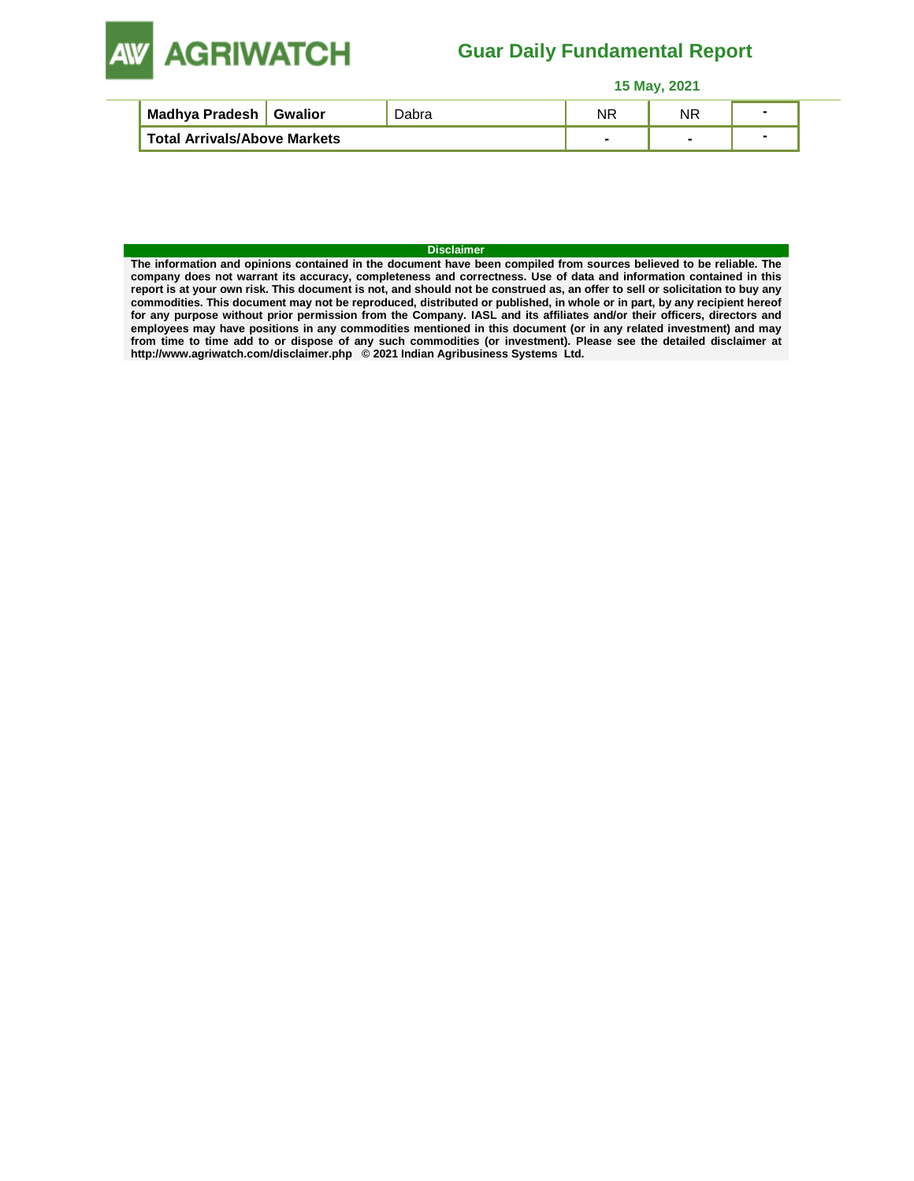| | | | | | |
|---|---|---|---|---|---|
| **Madhya Pradesh** | **Gwalior** | Dabra | NR | NR | - |
| **Total Arrivals/Above Markets** | | | - | - | - |

**Disclaimer**

**The information and opinions contained in the document have been compiled from sources believed to be reliable. The company does not warrant its accuracy, completeness and correctness. Use of data and information contained in this report is at your own risk. This document is not, and should not be construed as, an offer to sell or solicitation to buy any commodities. This document may not be reproduced, distributed or published, in whole or in part, by any recipient hereof for any purpose without prior permission from the Company. IASL and its affiliates and/or their officers, directors and employees may have positions in any commodities mentioned in this document (or in any related investment) and may from time to time add to or dispose of any such commodities (or investment). Please see the detailed disclaimer at http://www.agriwatch.com/disclaimer.php © 2021 Indian Agribusiness Systems Ltd.**